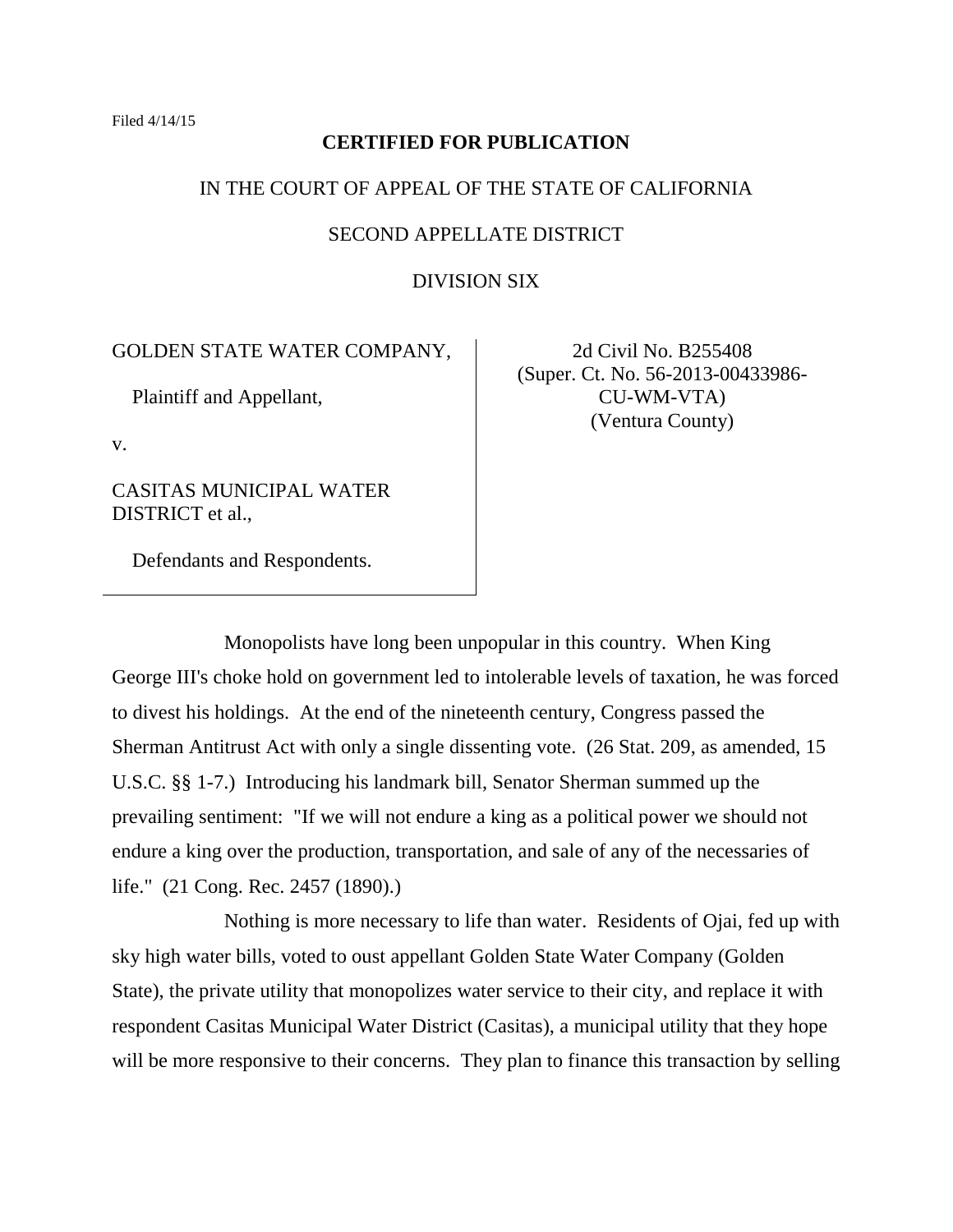Filed 4/14/15

**CERTIFIED FOR PUBLICATION**

IN THE COURT OF APPEAL OF THE STATE OF CALIFORNIA

SECOND APPELLATE DISTRICT

DIVISION SIX

| | |
|---|---|
| GOLDEN STATE WATER COMPANY,<br><br>Plaintiff and Appellant,<br><br>v.<br><br>CASITAS MUNICIPAL WATER DISTRICT et al.,<br><br>Defendants and Respondents. | 2d Civil No. B255408<br>(Super. Ct. No. 56-2013-00433986-CU-WM-VTA)<br>(Ventura County) |

Monopolists have long been unpopular in this country. When King George III's choke hold on government led to intolerable levels of taxation, he was forced to divest his holdings. At the end of the nineteenth century, Congress passed the Sherman Antitrust Act with only a single dissenting vote. (26 Stat. 209, as amended, 15 U.S.C. §§ 1-7.) Introducing his landmark bill, Senator Sherman summed up the prevailing sentiment: "If we will not endure a king as a political power we should not endure a king over the production, transportation, and sale of any of the necessaries of life." (21 Cong. Rec. 2457 (1890).)

Nothing is more necessary to life than water. Residents of Ojai, fed up with sky high water bills, voted to oust appellant Golden State Water Company (Golden State), the private utility that monopolizes water service to their city, and replace it with respondent Casitas Municipal Water District (Casitas), a municipal utility that they hope will be more responsive to their concerns. They plan to finance this transaction by selling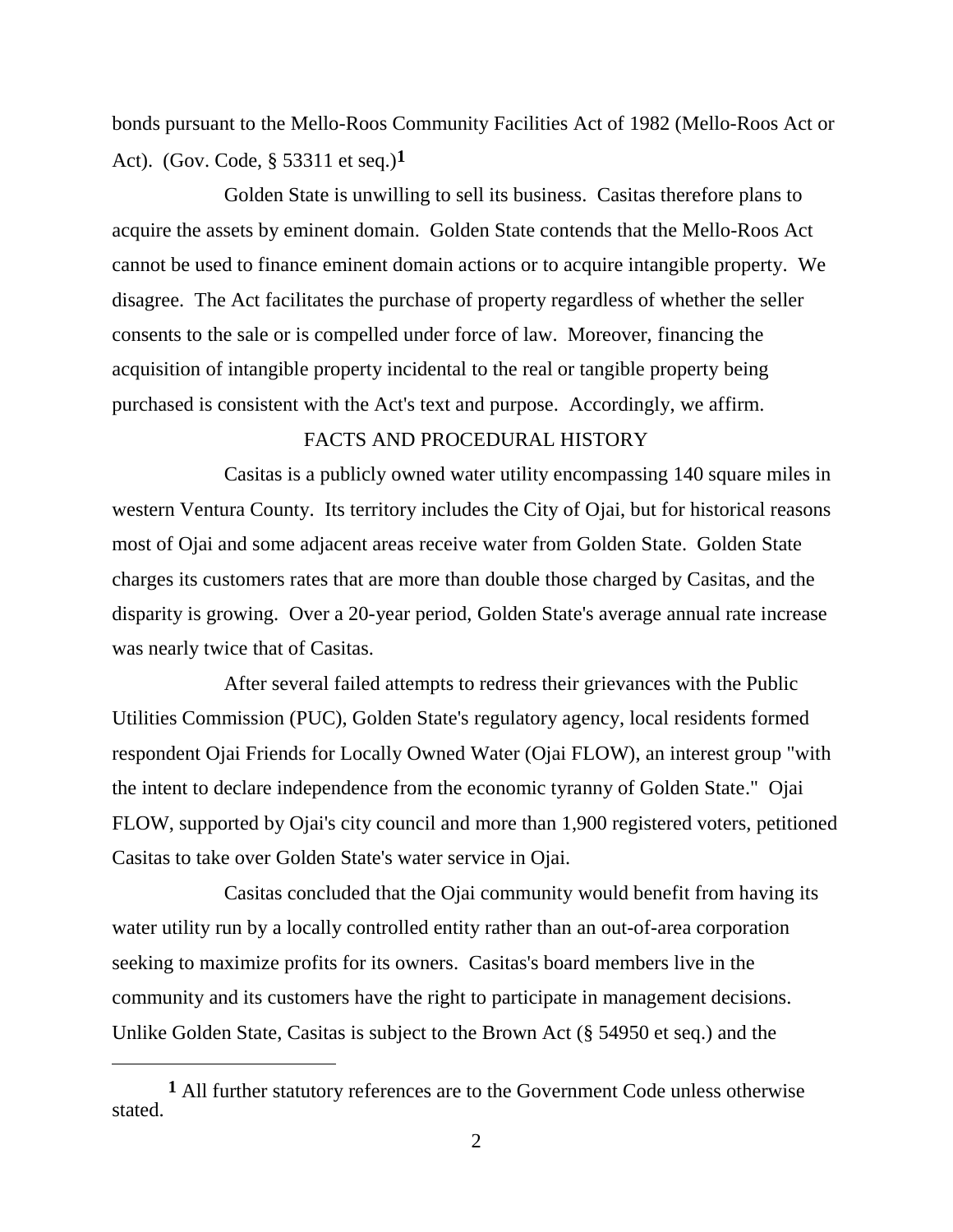bonds pursuant to the Mello-Roos Community Facilities Act of 1982 (Mello-Roos Act or Act). (Gov. Code, § 53311 et seq.)[1]

Golden State is unwilling to sell its business. Casitas therefore plans to acquire the assets by eminent domain. Golden State contends that the Mello-Roos Act cannot be used to finance eminent domain actions or to acquire intangible property. We disagree. The Act facilitates the purchase of property regardless of whether the seller consents to the sale or is compelled under force of law. Moreover, financing the acquisition of intangible property incidental to the real or tangible property being purchased is consistent with the Act's text and purpose. Accordingly, we affirm.

## FACTS AND PROCEDURAL HISTORY

Casitas is a publicly owned water utility encompassing 140 square miles in western Ventura County. Its territory includes the City of Ojai, but for historical reasons most of Ojai and some adjacent areas receive water from Golden State. Golden State charges its customers rates that are more than double those charged by Casitas, and the disparity is growing. Over a 20-year period, Golden State's average annual rate increase was nearly twice that of Casitas.

After several failed attempts to redress their grievances with the Public Utilities Commission (PUC), Golden State's regulatory agency, local residents formed respondent Ojai Friends for Locally Owned Water (Ojai FLOW), an interest group "with the intent to declare independence from the economic tyranny of Golden State." Ojai FLOW, supported by Ojai's city council and more than 1,900 registered voters, petitioned Casitas to take over Golden State's water service in Ojai.

Casitas concluded that the Ojai community would benefit from having its water utility run by a locally controlled entity rather than an out-of-area corporation seeking to maximize profits for its owners. Casitas's board members live in the community and its customers have the right to participate in management decisions. Unlike Golden State, Casitas is subject to the Brown Act (§ 54950 et seq.) and the

---

[1] All further statutory references are to the Government Code unless otherwise stated.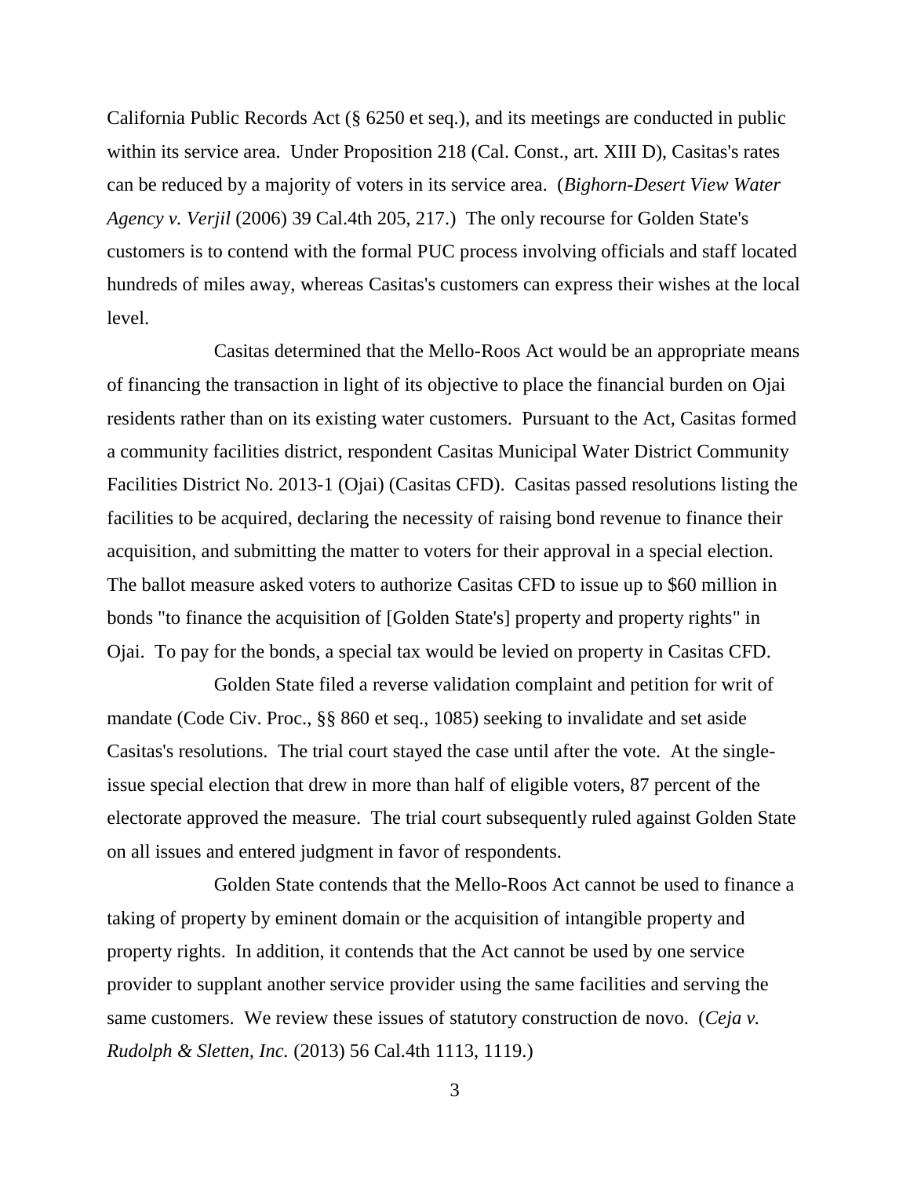California Public Records Act (§ 6250 et seq.), and its meetings are conducted in public within its service area. Under Proposition 218 (Cal. Const., art. XIII D), Casitas's rates can be reduced by a majority of voters in its service area. (*Bighorn-Desert View Water Agency v. Verjil* (2006) 39 Cal.4th 205, 217.) The only recourse for Golden State's customers is to contend with the formal PUC process involving officials and staff located hundreds of miles away, whereas Casitas's customers can express their wishes at the local level.

Casitas determined that the Mello-Roos Act would be an appropriate means of financing the transaction in light of its objective to place the financial burden on Ojai residents rather than on its existing water customers. Pursuant to the Act, Casitas formed a community facilities district, respondent Casitas Municipal Water District Community Facilities District No. 2013-1 (Ojai) (Casitas CFD). Casitas passed resolutions listing the facilities to be acquired, declaring the necessity of raising bond revenue to finance their acquisition, and submitting the matter to voters for their approval in a special election. The ballot measure asked voters to authorize Casitas CFD to issue up to $60 million in bonds "to finance the acquisition of [Golden State's] property and property rights" in Ojai. To pay for the bonds, a special tax would be levied on property in Casitas CFD.

Golden State filed a reverse validation complaint and petition for writ of mandate (Code Civ. Proc., §§ 860 et seq., 1085) seeking to invalidate and set aside Casitas's resolutions. The trial court stayed the case until after the vote. At the single-issue special election that drew in more than half of eligible voters, 87 percent of the electorate approved the measure. The trial court subsequently ruled against Golden State on all issues and entered judgment in favor of respondents.

Golden State contends that the Mello-Roos Act cannot be used to finance a taking of property by eminent domain or the acquisition of intangible property and property rights. In addition, it contends that the Act cannot be used by one service provider to supplant another service provider using the same facilities and serving the same customers. We review these issues of statutory construction de novo. (*Ceja v. Rudolph & Sletten, Inc.* (2013) 56 Cal.4th 1113, 1119.)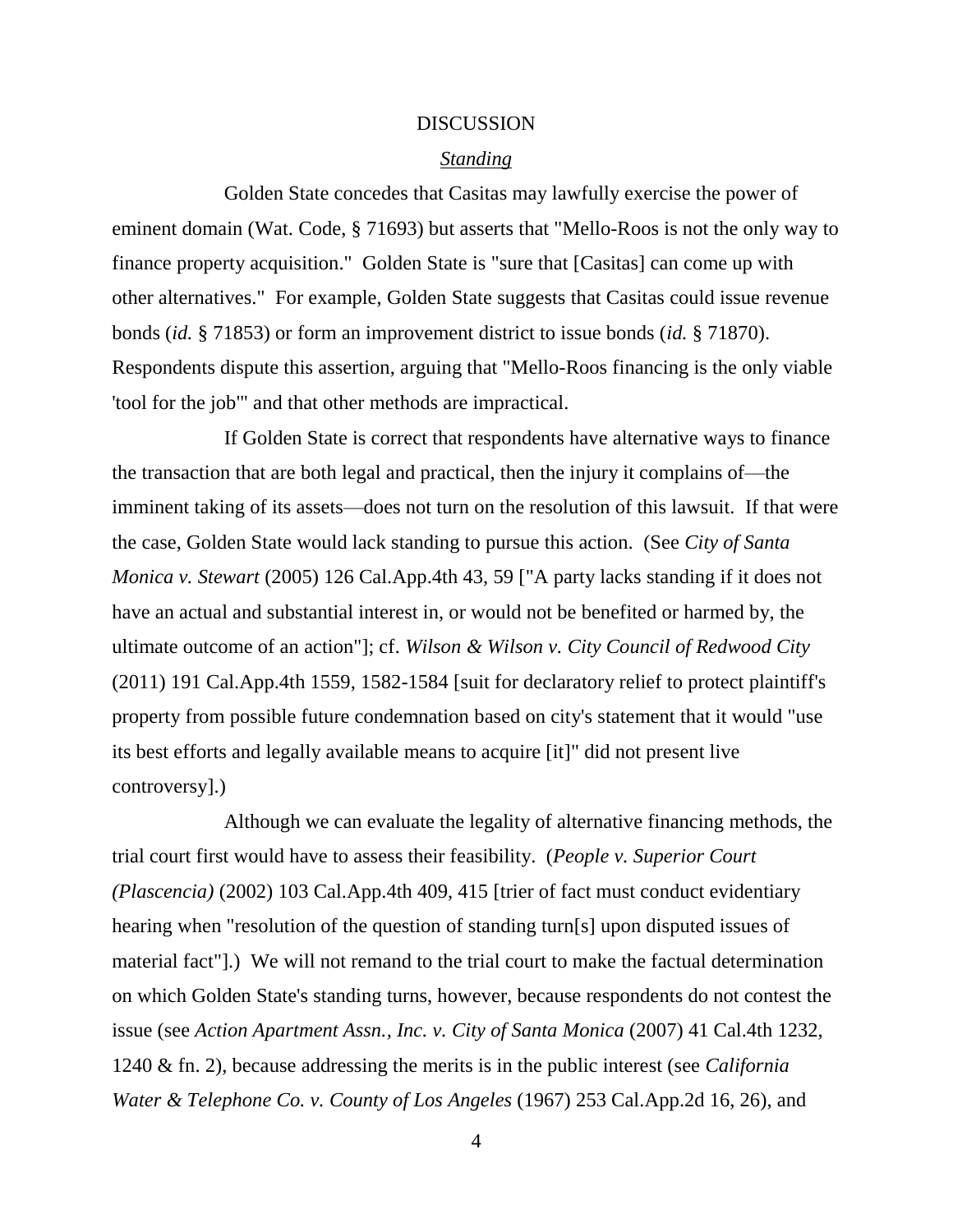## DISCUSSION

### *Standing*

Golden State concedes that Casitas may lawfully exercise the power of eminent domain (Wat. Code, § 71693) but asserts that "Mello-Roos is not the only way to finance property acquisition." Golden State is "sure that [Casitas] can come up with other alternatives." For example, Golden State suggests that Casitas could issue revenue bonds (*id.* § 71853) or form an improvement district to issue bonds (*id.* § 71870). Respondents dispute this assertion, arguing that "Mello-Roos financing is the only viable 'tool for the job'" and that other methods are impractical.

If Golden State is correct that respondents have alternative ways to finance the transaction that are both legal and practical, then the injury it complains of—the imminent taking of its assets—does not turn on the resolution of this lawsuit. If that were the case, Golden State would lack standing to pursue this action. (See *City of Santa Monica v. Stewart* (2005) 126 Cal.App.4th 43, 59 ["A party lacks standing if it does not have an actual and substantial interest in, or would not be benefited or harmed by, the ultimate outcome of an action"]; cf. *Wilson & Wilson v. City Council of Redwood City* (2011) 191 Cal.App.4th 1559, 1582-1584 [suit for declaratory relief to protect plaintiff's property from possible future condemnation based on city's statement that it would "use its best efforts and legally available means to acquire [it]" did not present live controversy].)

Although we can evaluate the legality of alternative financing methods, the trial court first would have to assess their feasibility. (*People v. Superior Court (Plascencia)* (2002) 103 Cal.App.4th 409, 415 [trier of fact must conduct evidentiary hearing when "resolution of the question of standing turn[s] upon disputed issues of material fact"].) We will not remand to the trial court to make the factual determination on which Golden State's standing turns, however, because respondents do not contest the issue (see *Action Apartment Assn., Inc. v. City of Santa Monica* (2007) 41 Cal.4th 1232, 1240 & fn. 2), because addressing the merits is in the public interest (see *California Water & Telephone Co. v. County of Los Angeles* (1967) 253 Cal.App.2d 16, 26), and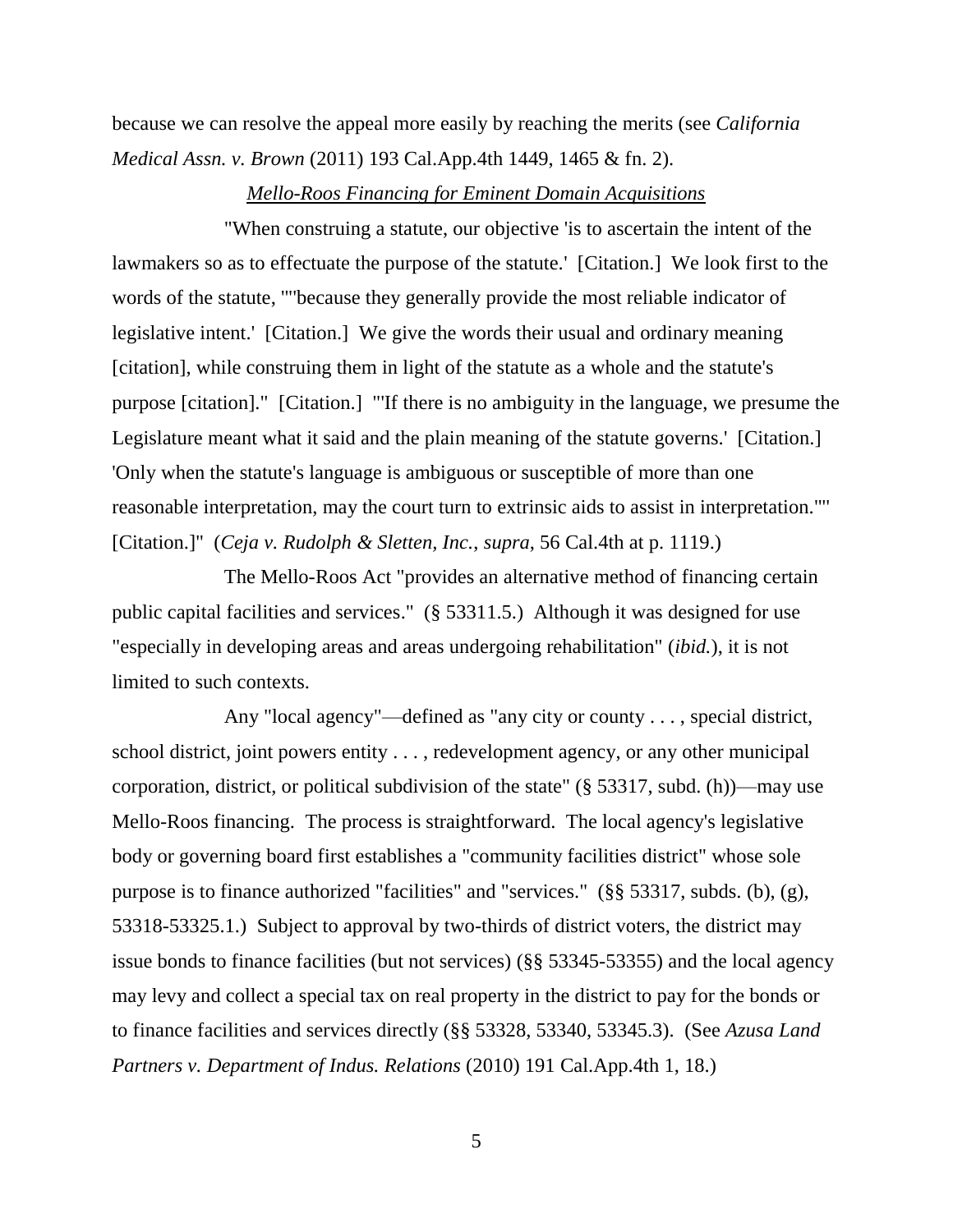because we can resolve the appeal more easily by reaching the merits (see *California Medical Assn. v. Brown* (2011) 193 Cal.App.4th 1449, 1465 & fn. 2).

<u>*Mello-Roos Financing for Eminent Domain Acquisitions*</u>

"When construing a statute, our objective 'is to ascertain the intent of the lawmakers so as to effectuate the purpose of the statute.' [Citation.] We look first to the words of the statute, ""because they generally provide the most reliable indicator of legislative intent.' [Citation.] We give the words their usual and ordinary meaning [citation], while construing them in light of the statute as a whole and the statute's purpose [citation]." [Citation.] "'If there is no ambiguity in the language, we presume the Legislature meant what it said and the plain meaning of the statute governs.' [Citation.] 'Only when the statute's language is ambiguous or susceptible of more than one reasonable interpretation, may the court turn to extrinsic aids to assist in interpretation.''' [Citation.]" (*Ceja v. Rudolph & Sletten, Inc.*, *supra*, 56 Cal.4th at p. 1119.)

The Mello-Roos Act "provides an alternative method of financing certain public capital facilities and services." (§ 53311.5.) Although it was designed for use "especially in developing areas and areas undergoing rehabilitation" (*ibid.*), it is not limited to such contexts.

Any "local agency"—defined as "any city or county . . . , special district, school district, joint powers entity . . . , redevelopment agency, or any other municipal corporation, district, or political subdivision of the state" (§ 53317, subd. (h))—may use Mello-Roos financing. The process is straightforward. The local agency's legislative body or governing board first establishes a "community facilities district" whose sole purpose is to finance authorized "facilities" and "services." (§§ 53317, subds. (b), (g), 53318-53325.1.) Subject to approval by two-thirds of district voters, the district may issue bonds to finance facilities (but not services) (§§ 53345-53355) and the local agency may levy and collect a special tax on real property in the district to pay for the bonds or to finance facilities and services directly (§§ 53328, 53340, 53345.3). (See *Azusa Land Partners v. Department of Indus. Relations* (2010) 191 Cal.App.4th 1, 18.)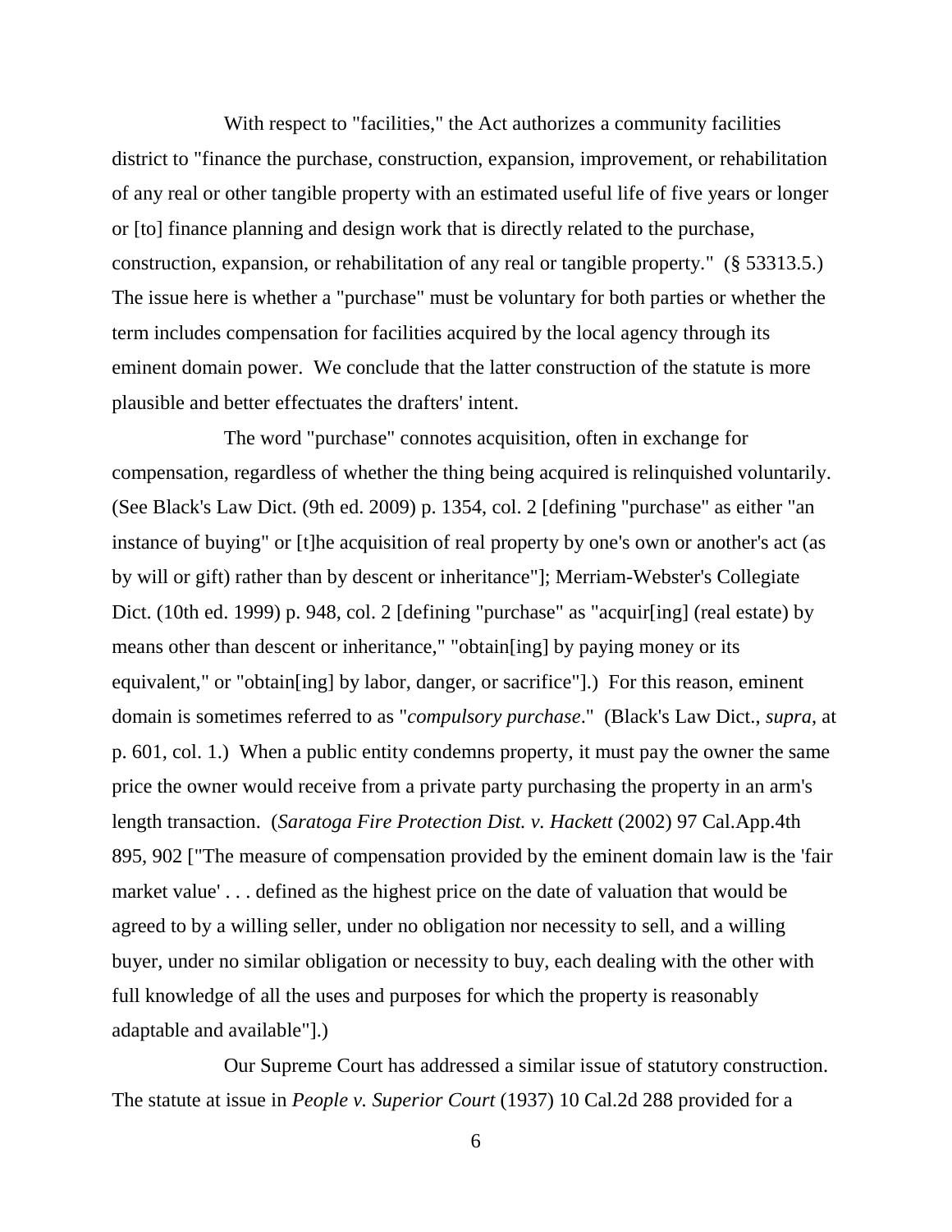With respect to "facilities," the Act authorizes a community facilities district to "finance the purchase, construction, expansion, improvement, or rehabilitation of any real or other tangible property with an estimated useful life of five years or longer or [to] finance planning and design work that is directly related to the purchase, construction, expansion, or rehabilitation of any real or tangible property." (§ 53313.5.) The issue here is whether a "purchase" must be voluntary for both parties or whether the term includes compensation for facilities acquired by the local agency through its eminent domain power. We conclude that the latter construction of the statute is more plausible and better effectuates the drafters' intent.

The word "purchase" connotes acquisition, often in exchange for compensation, regardless of whether the thing being acquired is relinquished voluntarily. (See Black's Law Dict. (9th ed. 2009) p. 1354, col. 2 [defining "purchase" as either "an instance of buying" or [t]he acquisition of real property by one's own or another's act (as by will or gift) rather than by descent or inheritance"]; Merriam-Webster's Collegiate Dict. (10th ed. 1999) p. 948, col. 2 [defining "purchase" as "acquir[ing] (real estate) by means other than descent or inheritance," "obtain[ing] by paying money or its equivalent," or "obtain[ing] by labor, danger, or sacrifice"].) For this reason, eminent domain is sometimes referred to as "*compulsory purchase*." (Black's Law Dict., *supra*, at p. 601, col. 1.) When a public entity condemns property, it must pay the owner the same price the owner would receive from a private party purchasing the property in an arm's length transaction. (*Saratoga Fire Protection Dist. v. Hackett* (2002) 97 Cal.App.4th 895, 902 ["The measure of compensation provided by the eminent domain law is the 'fair market value' . . . defined as the highest price on the date of valuation that would be agreed to by a willing seller, under no obligation nor necessity to sell, and a willing buyer, under no similar obligation or necessity to buy, each dealing with the other with full knowledge of all the uses and purposes for which the property is reasonably adaptable and available"].)

Our Supreme Court has addressed a similar issue of statutory construction. The statute at issue in *People v. Superior Court* (1937) 10 Cal.2d 288 provided for a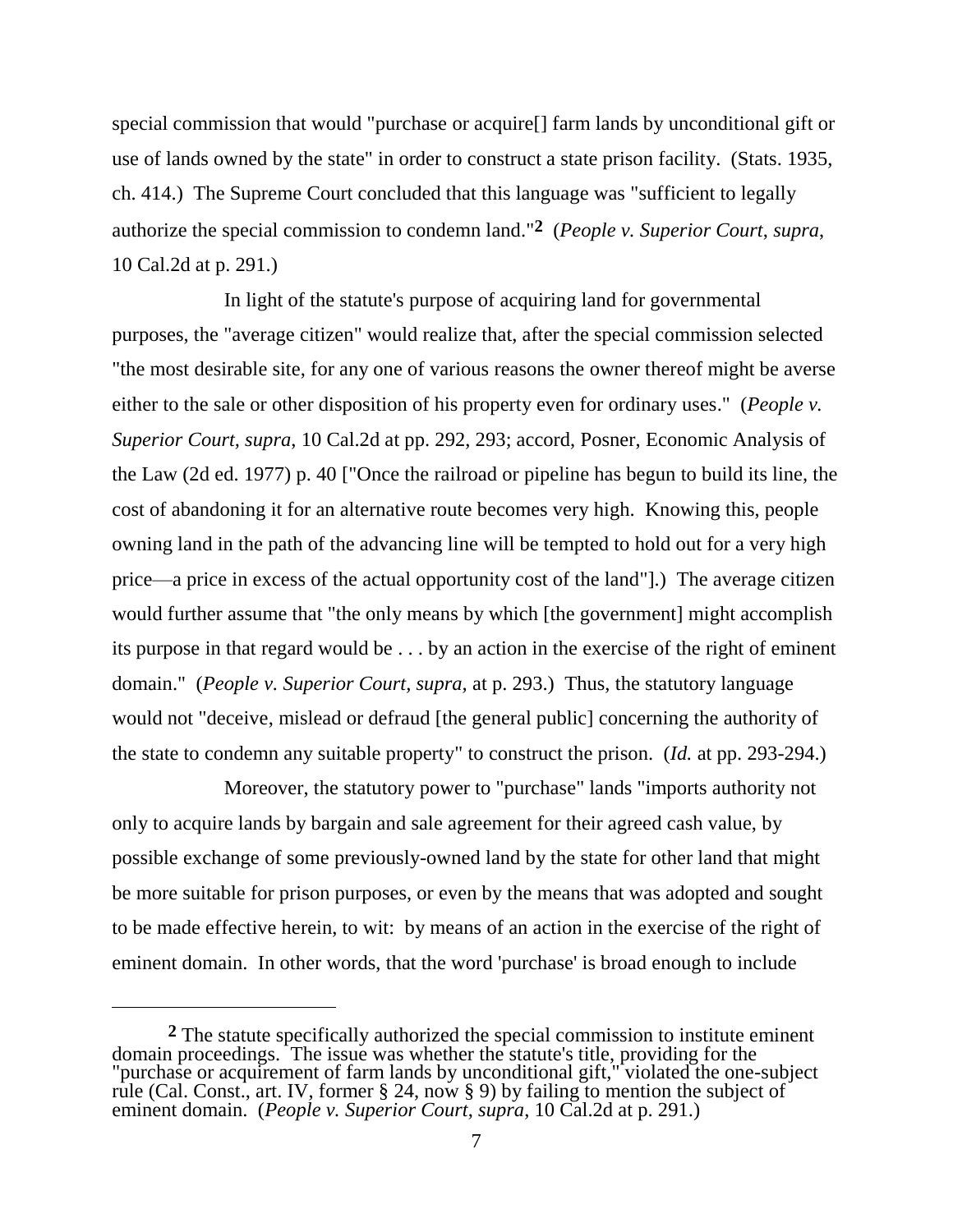special commission that would "purchase or acquire[] farm lands by unconditional gift or use of lands owned by the state" in order to construct a state prison facility. (Stats. 1935, ch. 414.) The Supreme Court concluded that this language was "sufficient to legally authorize the special commission to condemn land."[2] (*People v. Superior Court*, *supra*, 10 Cal.2d at p. 291.)

In light of the statute's purpose of acquiring land for governmental purposes, the "average citizen" would realize that, after the special commission selected "the most desirable site, for any one of various reasons the owner thereof might be averse either to the sale or other disposition of his property even for ordinary uses." (*People v. Superior Court, supra*, 10 Cal.2d at pp. 292, 293; accord, Posner, Economic Analysis of the Law (2d ed. 1977) p. 40 ["Once the railroad or pipeline has begun to build its line, the cost of abandoning it for an alternative route becomes very high. Knowing this, people owning land in the path of the advancing line will be tempted to hold out for a very high price—a price in excess of the actual opportunity cost of the land"].) The average citizen would further assume that "the only means by which [the government] might accomplish its purpose in that regard would be . . . by an action in the exercise of the right of eminent domain." (*People v. Superior Court, supra,* at p. 293.) Thus, the statutory language would not "deceive, mislead or defraud [the general public] concerning the authority of the state to condemn any suitable property" to construct the prison. (*Id.* at pp. 293-294.)

Moreover, the statutory power to "purchase" lands "imports authority not only to acquire lands by bargain and sale agreement for their agreed cash value, by possible exchange of some previously-owned land by the state for other land that might be more suitable for prison purposes, or even by the means that was adopted and sought to be made effective herein, to wit: by means of an action in the exercise of the right of eminent domain. In other words, that the word 'purchase' is broad enough to include

---

[2] The statute specifically authorized the special commission to institute eminent domain proceedings. The issue was whether the statute's title, providing for the "purchase or acquirement of farm lands by unconditional gift," violated the one-subject rule (Cal. Const., art. IV, former § 24, now § 9) by failing to mention the subject of eminent domain. (*People v. Superior Court*, *supra*, 10 Cal.2d at p. 291.)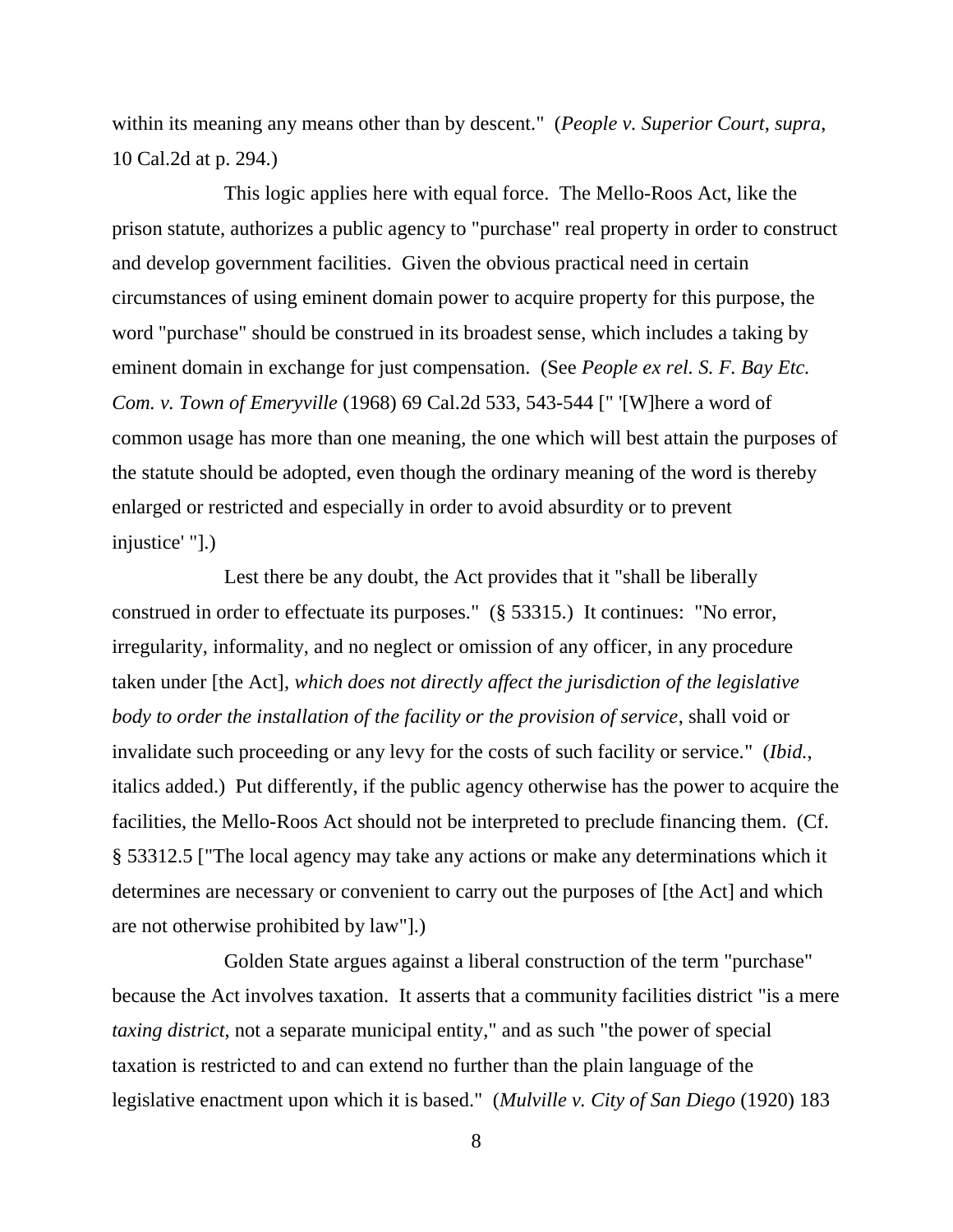within its meaning any means other than by descent." (*People v. Superior Court*, *supra*, 10 Cal.2d at p. 294.)

This logic applies here with equal force. The Mello-Roos Act, like the prison statute, authorizes a public agency to "purchase" real property in order to construct and develop government facilities. Given the obvious practical need in certain circumstances of using eminent domain power to acquire property for this purpose, the word "purchase" should be construed in its broadest sense, which includes a taking by eminent domain in exchange for just compensation. (See *People ex rel. S. F. Bay Etc. Com. v. Town of Emeryville* (1968) 69 Cal.2d 533, 543-544 [" '[W]here a word of common usage has more than one meaning, the one which will best attain the purposes of the statute should be adopted, even though the ordinary meaning of the word is thereby enlarged or restricted and especially in order to avoid absurdity or to prevent injustice' "].)

Lest there be any doubt, the Act provides that it "shall be liberally construed in order to effectuate its purposes." (§ 53315.) It continues: "No error, irregularity, informality, and no neglect or omission of any officer, in any procedure taken under [the Act], *which does not directly affect the jurisdiction of the legislative body to order the installation of the facility or the provision of service*, shall void or invalidate such proceeding or any levy for the costs of such facility or service." (*Ibid.*, italics added.) Put differently, if the public agency otherwise has the power to acquire the facilities, the Mello-Roos Act should not be interpreted to preclude financing them. (Cf. § 53312.5 ["The local agency may take any actions or make any determinations which it determines are necessary or convenient to carry out the purposes of [the Act] and which are not otherwise prohibited by law"].)

Golden State argues against a liberal construction of the term "purchase" because the Act involves taxation. It asserts that a community facilities district "is a mere *taxing district*, not a separate municipal entity," and as such "the power of special taxation is restricted to and can extend no further than the plain language of the legislative enactment upon which it is based." (*Mulville v. City of San Diego* (1920) 183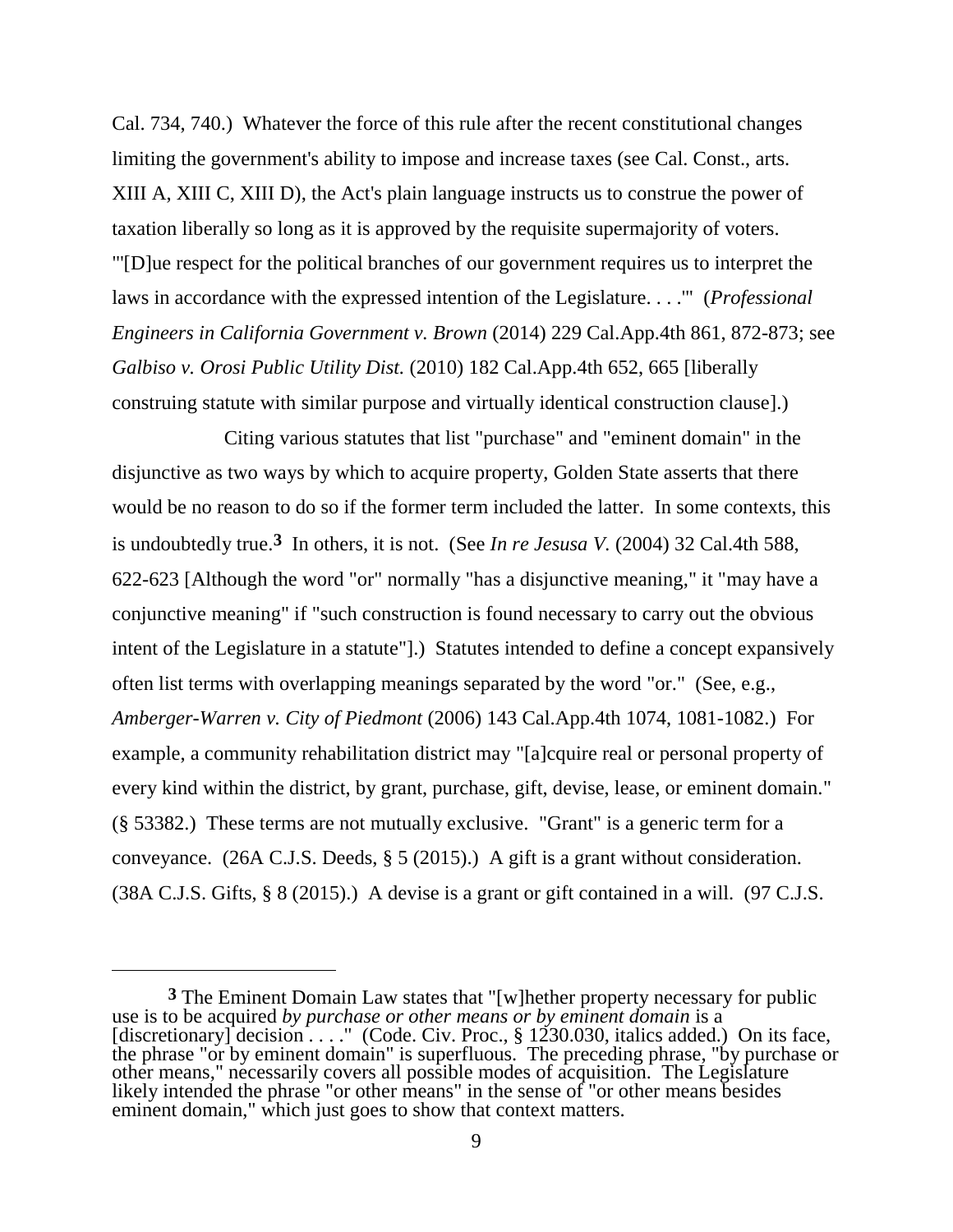Cal. 734, 740.) Whatever the force of this rule after the recent constitutional changes limiting the government's ability to impose and increase taxes (see Cal. Const., arts. XIII A, XIII C, XIII D), the Act's plain language instructs us to construe the power of taxation liberally so long as it is approved by the requisite supermajority of voters. "'[D]ue respect for the political branches of our government requires us to interpret the laws in accordance with the expressed intention of the Legislature. . . .'" (*Professional Engineers in California Government v. Brown* (2014) 229 Cal.App.4th 861, 872-873; see *Galbiso v. Orosi Public Utility Dist.* (2010) 182 Cal.App.4th 652, 665 [liberally construing statute with similar purpose and virtually identical construction clause].)

Citing various statutes that list "purchase" and "eminent domain" in the disjunctive as two ways by which to acquire property, Golden State asserts that there would be no reason to do so if the former term included the latter. In some contexts, this is undoubtedly true.[3] In others, it is not. (See *In re Jesusa V.* (2004) 32 Cal.4th 588, 622-623 [Although the word "or" normally "has a disjunctive meaning," it "may have a conjunctive meaning" if "such construction is found necessary to carry out the obvious intent of the Legislature in a statute"].) Statutes intended to define a concept expansively often list terms with overlapping meanings separated by the word "or." (See, e.g., *Amberger-Warren v. City of Piedmont* (2006) 143 Cal.App.4th 1074, 1081-1082.) For example, a community rehabilitation district may "[a]cquire real or personal property of every kind within the district, by grant, purchase, gift, devise, lease, or eminent domain." (§ 53382.) These terms are not mutually exclusive. "Grant" is a generic term for a conveyance. (26A C.J.S. Deeds, § 5 (2015).) A gift is a grant without consideration. (38A C.J.S. Gifts, § 8 (2015).) A devise is a grant or gift contained in a will. (97 C.J.S.

---

[3] The Eminent Domain Law states that "[w]hether property necessary for public use is to be acquired *by purchase or other means or by eminent domain* is a [discretionary] decision . . . ." (Code. Civ. Proc., § 1230.030, italics added.) On its face, the phrase "or by eminent domain" is superfluous. The preceding phrase, "by purchase or other means," necessarily covers all possible modes of acquisition. The Legislature likely intended the phrase "or other means" in the sense of "or other means besides eminent domain," which just goes to show that context matters.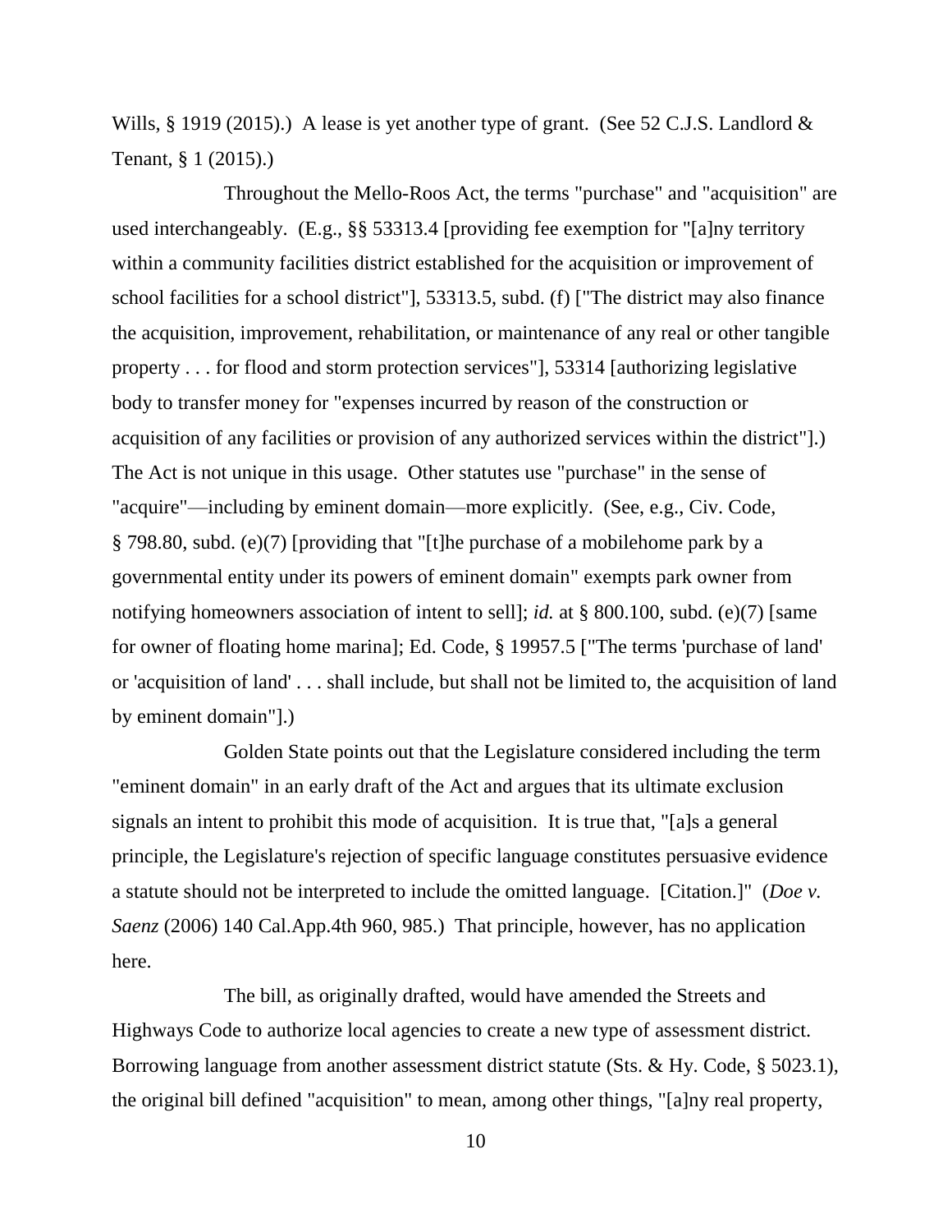Wills, § 1919 (2015).) A lease is yet another type of grant. (See 52 C.J.S. Landlord & Tenant, § 1 (2015).)

Throughout the Mello-Roos Act, the terms "purchase" and "acquisition" are used interchangeably. (E.g., §§ 53313.4 [providing fee exemption for "[a]ny territory within a community facilities district established for the acquisition or improvement of school facilities for a school district"], 53313.5, subd. (f) ["The district may also finance the acquisition, improvement, rehabilitation, or maintenance of any real or other tangible property . . . for flood and storm protection services"], 53314 [authorizing legislative body to transfer money for "expenses incurred by reason of the construction or acquisition of any facilities or provision of any authorized services within the district"].) The Act is not unique in this usage. Other statutes use "purchase" in the sense of "acquire"—including by eminent domain—more explicitly. (See, e.g., Civ. Code, § 798.80, subd. (e)(7) [providing that "[t]he purchase of a mobilehome park by a governmental entity under its powers of eminent domain" exempts park owner from notifying homeowners association of intent to sell]; *id.* at § 800.100, subd. (e)(7) [same for owner of floating home marina]; Ed. Code, § 19957.5 ["The terms 'purchase of land' or 'acquisition of land' . . . shall include, but shall not be limited to, the acquisition of land by eminent domain"].)

Golden State points out that the Legislature considered including the term "eminent domain" in an early draft of the Act and argues that its ultimate exclusion signals an intent to prohibit this mode of acquisition. It is true that, "[a]s a general principle, the Legislature's rejection of specific language constitutes persuasive evidence a statute should not be interpreted to include the omitted language. [Citation.]" (*Doe v. Saenz* (2006) 140 Cal.App.4th 960, 985.) That principle, however, has no application here.

The bill, as originally drafted, would have amended the Streets and Highways Code to authorize local agencies to create a new type of assessment district. Borrowing language from another assessment district statute (Sts. & Hy. Code, § 5023.1), the original bill defined "acquisition" to mean, among other things, "[a]ny real property,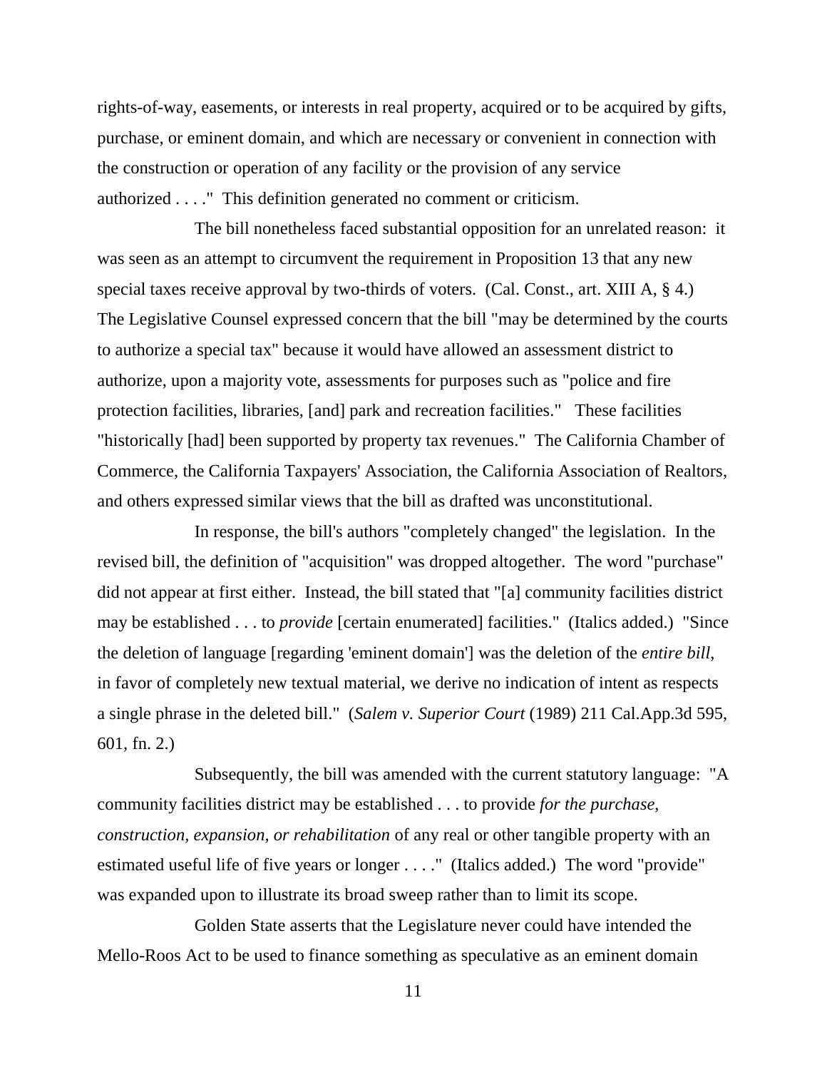rights-of-way, easements, or interests in real property, acquired or to be acquired by gifts, purchase, or eminent domain, and which are necessary or convenient in connection with the construction or operation of any facility or the provision of any service authorized . . . ." This definition generated no comment or criticism.

The bill nonetheless faced substantial opposition for an unrelated reason: it was seen as an attempt to circumvent the requirement in Proposition 13 that any new special taxes receive approval by two-thirds of voters. (Cal. Const., art. XIII A, § 4.) The Legislative Counsel expressed concern that the bill "may be determined by the courts to authorize a special tax" because it would have allowed an assessment district to authorize, upon a majority vote, assessments for purposes such as "police and fire protection facilities, libraries, [and] park and recreation facilities." These facilities "historically [had] been supported by property tax revenues." The California Chamber of Commerce, the California Taxpayers' Association, the California Association of Realtors, and others expressed similar views that the bill as drafted was unconstitutional.

In response, the bill's authors "completely changed" the legislation. In the revised bill, the definition of "acquisition" was dropped altogether. The word "purchase" did not appear at first either. Instead, the bill stated that "[a] community facilities district may be established . . . to *provide* [certain enumerated] facilities." (Italics added.) "Since the deletion of language [regarding 'eminent domain'] was the deletion of the *entire bill*, in favor of completely new textual material, we derive no indication of intent as respects a single phrase in the deleted bill." (*Salem v. Superior Court* (1989) 211 Cal.App.3d 595, 601, fn. 2.)

Subsequently, the bill was amended with the current statutory language: "A community facilities district may be established . . . to provide *for the purchase, construction, expansion, or rehabilitation* of any real or other tangible property with an estimated useful life of five years or longer . . . ." (Italics added.) The word "provide" was expanded upon to illustrate its broad sweep rather than to limit its scope.

Golden State asserts that the Legislature never could have intended the Mello-Roos Act to be used to finance something as speculative as an eminent domain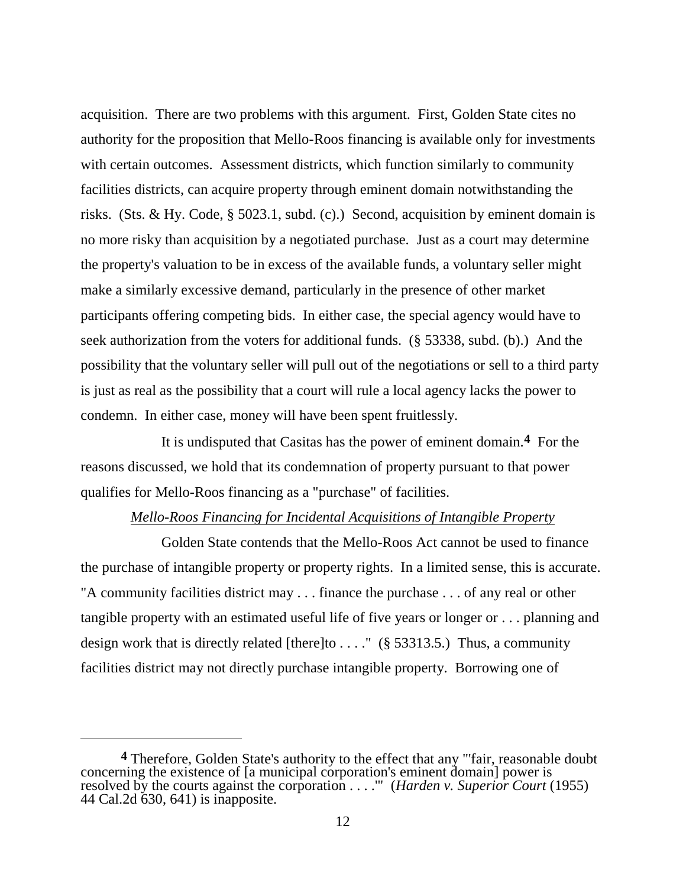acquisition. There are two problems with this argument. First, Golden State cites no authority for the proposition that Mello-Roos financing is available only for investments with certain outcomes. Assessment districts, which function similarly to community facilities districts, can acquire property through eminent domain notwithstanding the risks. (Sts. & Hy. Code, § 5023.1, subd. (c).) Second, acquisition by eminent domain is no more risky than acquisition by a negotiated purchase. Just as a court may determine the property's valuation to be in excess of the available funds, a voluntary seller might make a similarly excessive demand, particularly in the presence of other market participants offering competing bids. In either case, the special agency would have to seek authorization from the voters for additional funds. (§ 53338, subd. (b).) And the possibility that the voluntary seller will pull out of the negotiations or sell to a third party is just as real as the possibility that a court will rule a local agency lacks the power to condemn. In either case, money will have been spent fruitlessly.

It is undisputed that Casitas has the power of eminent domain.[4] For the reasons discussed, we hold that its condemnation of property pursuant to that power qualifies for Mello-Roos financing as a "purchase" of facilities.

*Mello-Roos Financing for Incidental Acquisitions of Intangible Property*

Golden State contends that the Mello-Roos Act cannot be used to finance the purchase of intangible property or property rights. In a limited sense, this is accurate. "A community facilities district may . . . finance the purchase . . . of any real or other tangible property with an estimated useful life of five years or longer or . . . planning and design work that is directly related [there]to . . . ." (§ 53313.5.) Thus, a community facilities district may not directly purchase intangible property. Borrowing one of

---

[4] Therefore, Golden State's authority to the effect that any "'fair, reasonable doubt concerning the existence of [a municipal corporation's eminent domain] power is resolved by the courts against the corporation . . . .'" (*Harden v. Superior Court* (1955) 44 Cal.2d 630, 641) is inapposite.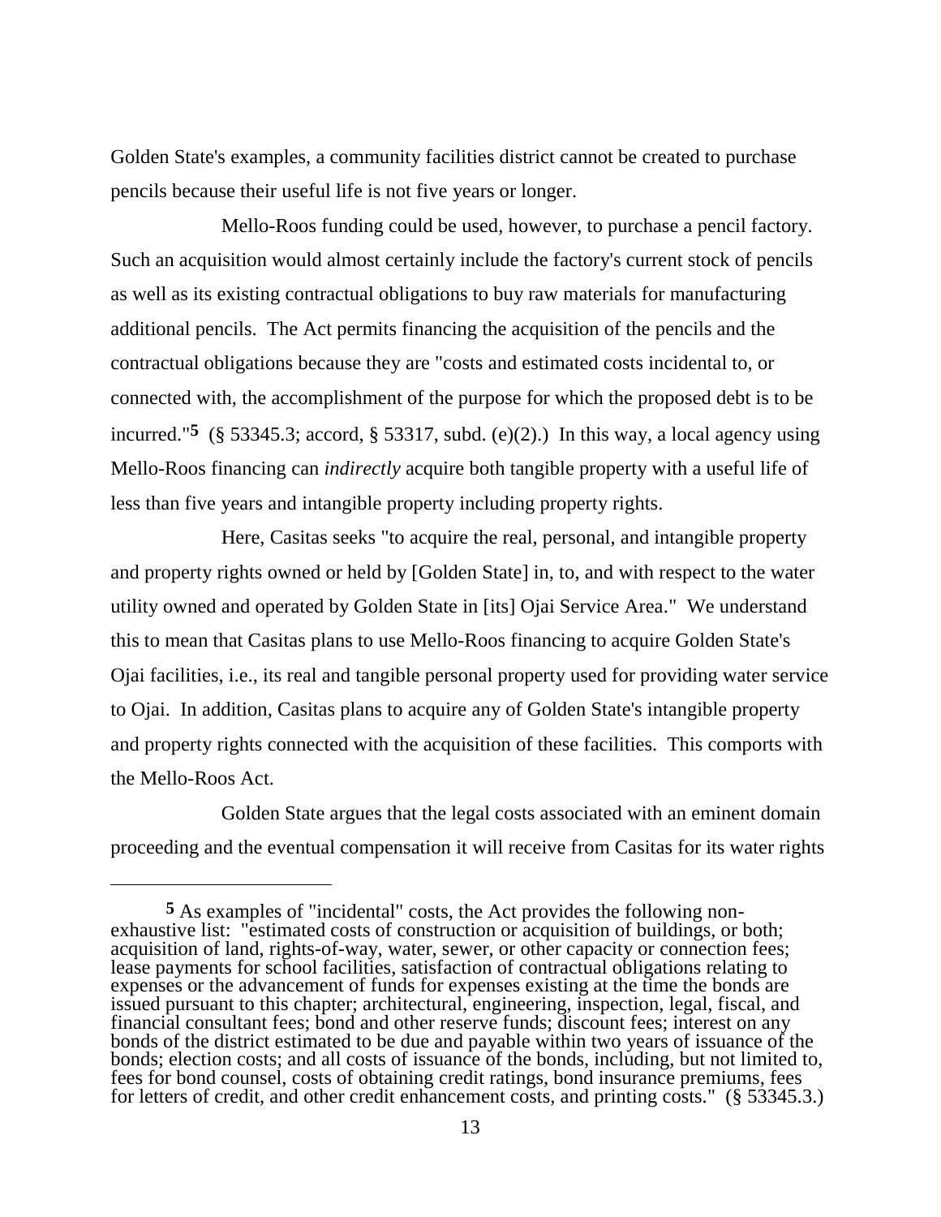Golden State's examples, a community facilities district cannot be created to purchase pencils because their useful life is not five years or longer.

Mello-Roos funding could be used, however, to purchase a pencil factory. Such an acquisition would almost certainly include the factory's current stock of pencils as well as its existing contractual obligations to buy raw materials for manufacturing additional pencils. The Act permits financing the acquisition of the pencils and the contractual obligations because they are "costs and estimated costs incidental to, or connected with, the accomplishment of the purpose for which the proposed debt is to be incurred."[5] (§ 53345.3; accord, § 53317, subd. (e)(2).) In this way, a local agency using Mello-Roos financing can *indirectly* acquire both tangible property with a useful life of less than five years and intangible property including property rights.

Here, Casitas seeks "to acquire the real, personal, and intangible property and property rights owned or held by [Golden State] in, to, and with respect to the water utility owned and operated by Golden State in [its] Ojai Service Area." We understand this to mean that Casitas plans to use Mello-Roos financing to acquire Golden State's Ojai facilities, i.e., its real and tangible personal property used for providing water service to Ojai. In addition, Casitas plans to acquire any of Golden State's intangible property and property rights connected with the acquisition of these facilities. This comports with the Mello-Roos Act.

Golden State argues that the legal costs associated with an eminent domain proceeding and the eventual compensation it will receive from Casitas for its water rights

---

[5] As examples of "incidental" costs, the Act provides the following non-exhaustive list: "estimated costs of construction or acquisition of buildings, or both; acquisition of land, rights-of-way, water, sewer, or other capacity or connection fees; lease payments for school facilities, satisfaction of contractual obligations relating to expenses or the advancement of funds for expenses existing at the time the bonds are issued pursuant to this chapter; architectural, engineering, inspection, legal, fiscal, and financial consultant fees; bond and other reserve funds; discount fees; interest on any bonds of the district estimated to be due and payable within two years of issuance of the bonds; election costs; and all costs of issuance of the bonds, including, but not limited to, fees for bond counsel, costs of obtaining credit ratings, bond insurance premiums, fees for letters of credit, and other credit enhancement costs, and printing costs." (§ 53345.3.)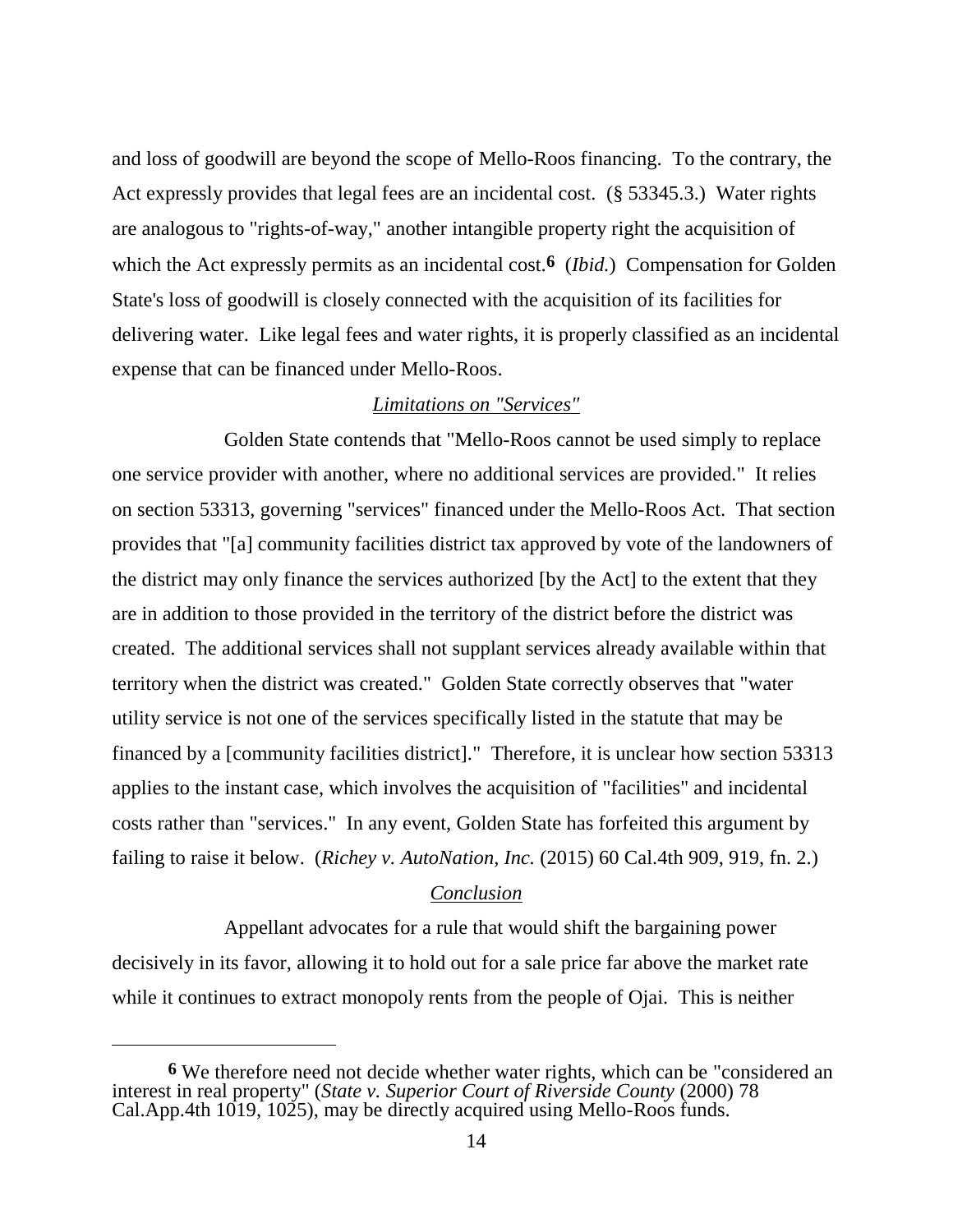and loss of goodwill are beyond the scope of Mello-Roos financing. To the contrary, the Act expressly provides that legal fees are an incidental cost. (§ 53345.3.) Water rights are analogous to "rights-of-way," another intangible property right the acquisition of which the Act expressly permits as an incidental cost.[6] (*Ibid.*) Compensation for Golden State's loss of goodwill is closely connected with the acquisition of its facilities for delivering water. Like legal fees and water rights, it is properly classified as an incidental expense that can be financed under Mello-Roos.

*Limitations on "Services"*

Golden State contends that "Mello-Roos cannot be used simply to replace one service provider with another, where no additional services are provided." It relies on section 53313, governing "services" financed under the Mello-Roos Act. That section provides that "[a] community facilities district tax approved by vote of the landowners of the district may only finance the services authorized [by the Act] to the extent that they are in addition to those provided in the territory of the district before the district was created. The additional services shall not supplant services already available within that territory when the district was created." Golden State correctly observes that "water utility service is not one of the services specifically listed in the statute that may be financed by a [community facilities district]." Therefore, it is unclear how section 53313 applies to the instant case, which involves the acquisition of "facilities" and incidental costs rather than "services." In any event, Golden State has forfeited this argument by failing to raise it below. (*Richey v. AutoNation, Inc.* (2015) 60 Cal.4th 909, 919, fn. 2.)

*Conclusion*

Appellant advocates for a rule that would shift the bargaining power decisively in its favor, allowing it to hold out for a sale price far above the market rate while it continues to extract monopoly rents from the people of Ojai. This is neither

---

[6] We therefore need not decide whether water rights, which can be "considered an interest in real property" (*State v. Superior Court of Riverside County* (2000) 78 Cal.App.4th 1019, 1025), may be directly acquired using Mello-Roos funds.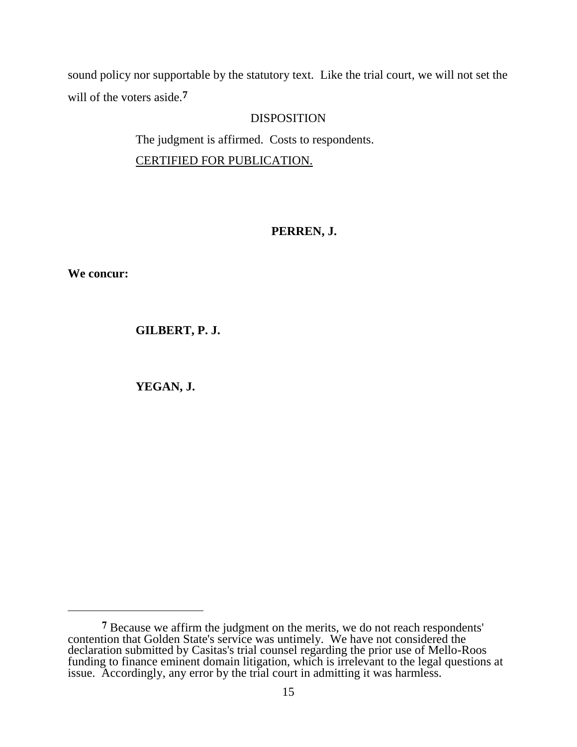sound policy nor supportable by the statutory text. Like the trial court, we will not set the will of the voters aside.[7]

## DISPOSITION

The judgment is affirmed. Costs to respondents.

CERTIFIED FOR PUBLICATION.

**PERREN, J.**

**We concur:**

**GILBERT, P. J.**

**YEGAN, J.**

---

[7] Because we affirm the judgment on the merits, we do not reach respondents' contention that Golden State's service was untimely. We have not considered the declaration submitted by Casitas's trial counsel regarding the prior use of Mello-Roos funding to finance eminent domain litigation, which is irrelevant to the legal questions at issue. Accordingly, any error by the trial court in admitting it was harmless.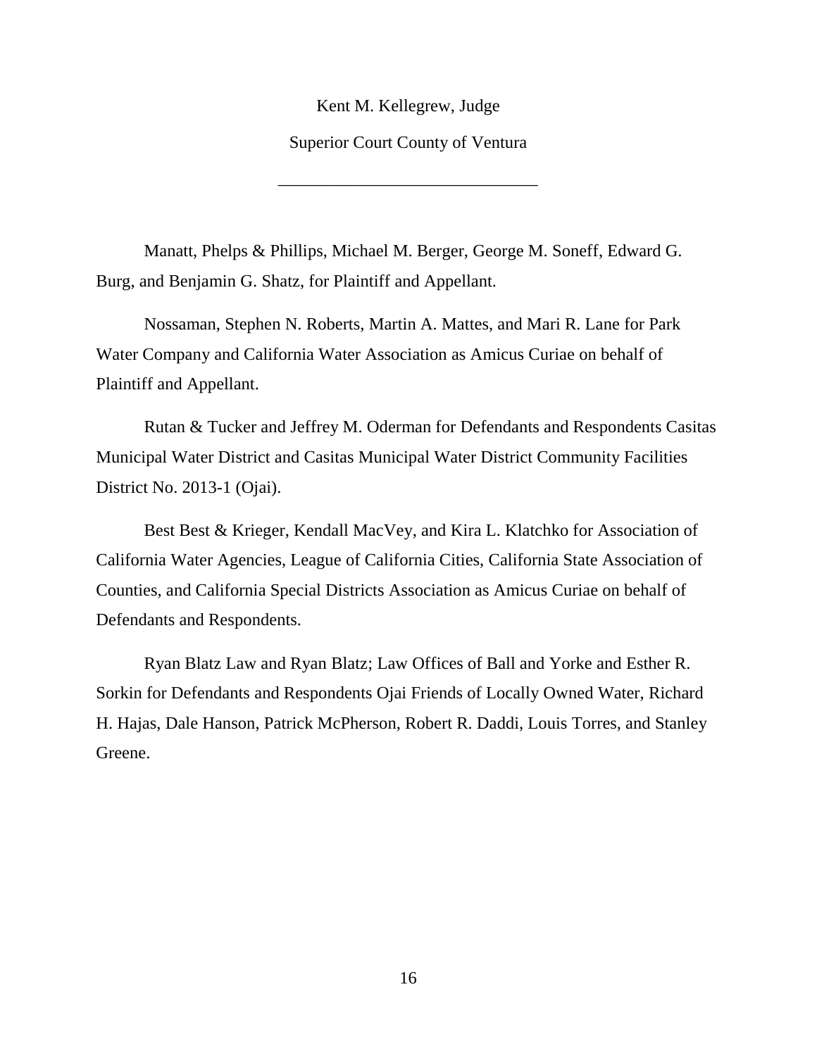Kent M. Kellegrew, Judge

Superior Court County of Ventura

______________________________

Manatt, Phelps & Phillips, Michael M. Berger, George M. Soneff, Edward G. Burg, and Benjamin G. Shatz, for Plaintiff and Appellant.

Nossaman, Stephen N. Roberts, Martin A. Mattes, and Mari R. Lane for Park Water Company and California Water Association as Amicus Curiae on behalf of Plaintiff and Appellant.

Rutan & Tucker and Jeffrey M. Oderman for Defendants and Respondents Casitas Municipal Water District and Casitas Municipal Water District Community Facilities District No. 2013-1 (Ojai).

Best Best & Krieger, Kendall MacVey, and Kira L. Klatchko for Association of California Water Agencies, League of California Cities, California State Association of Counties, and California Special Districts Association as Amicus Curiae on behalf of Defendants and Respondents.

Ryan Blatz Law and Ryan Blatz; Law Offices of Ball and Yorke and Esther R. Sorkin for Defendants and Respondents Ojai Friends of Locally Owned Water, Richard H. Hajas, Dale Hanson, Patrick McPherson, Robert R. Daddi, Louis Torres, and Stanley Greene.